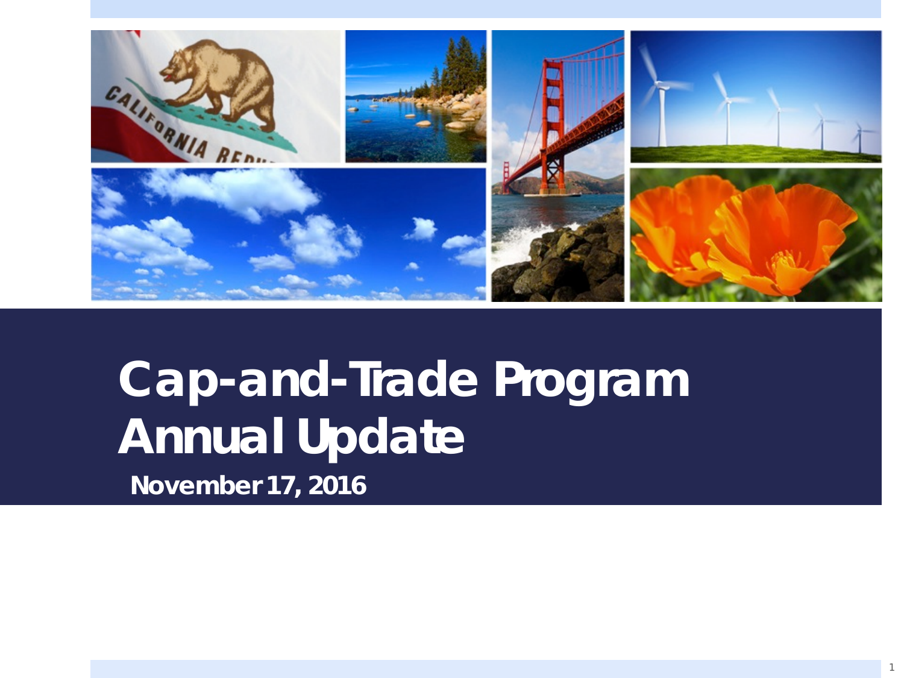# Cap-and-Trade Program Annual Update

**November 17, 2016**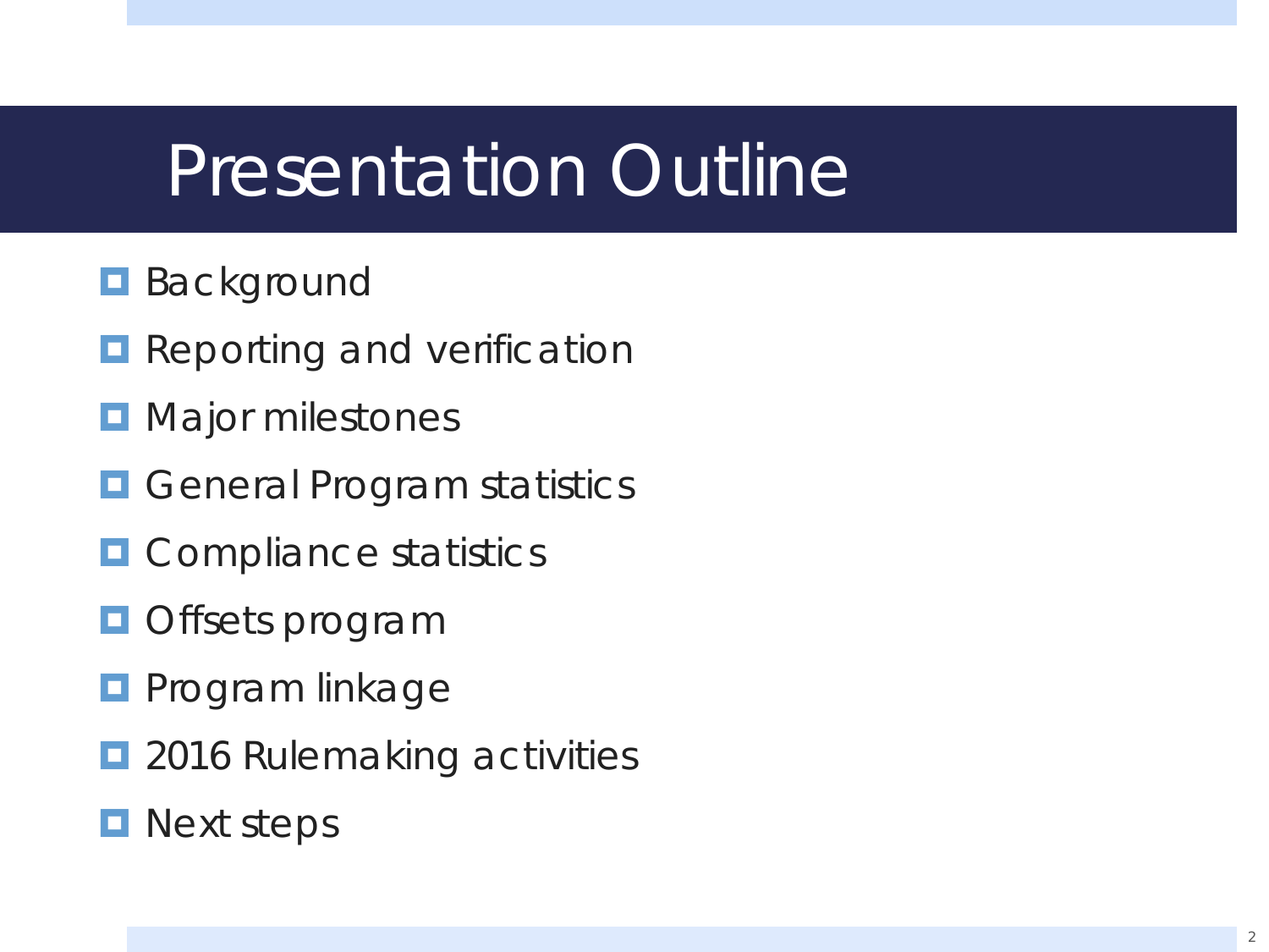# Presentation Outline

- Background
- Reporting and verification
- Major milestones
- General Program statistics
- Compliance statistics
- Offsets program
- Program linkage
- 2016 Rulemaking activities
- Next steps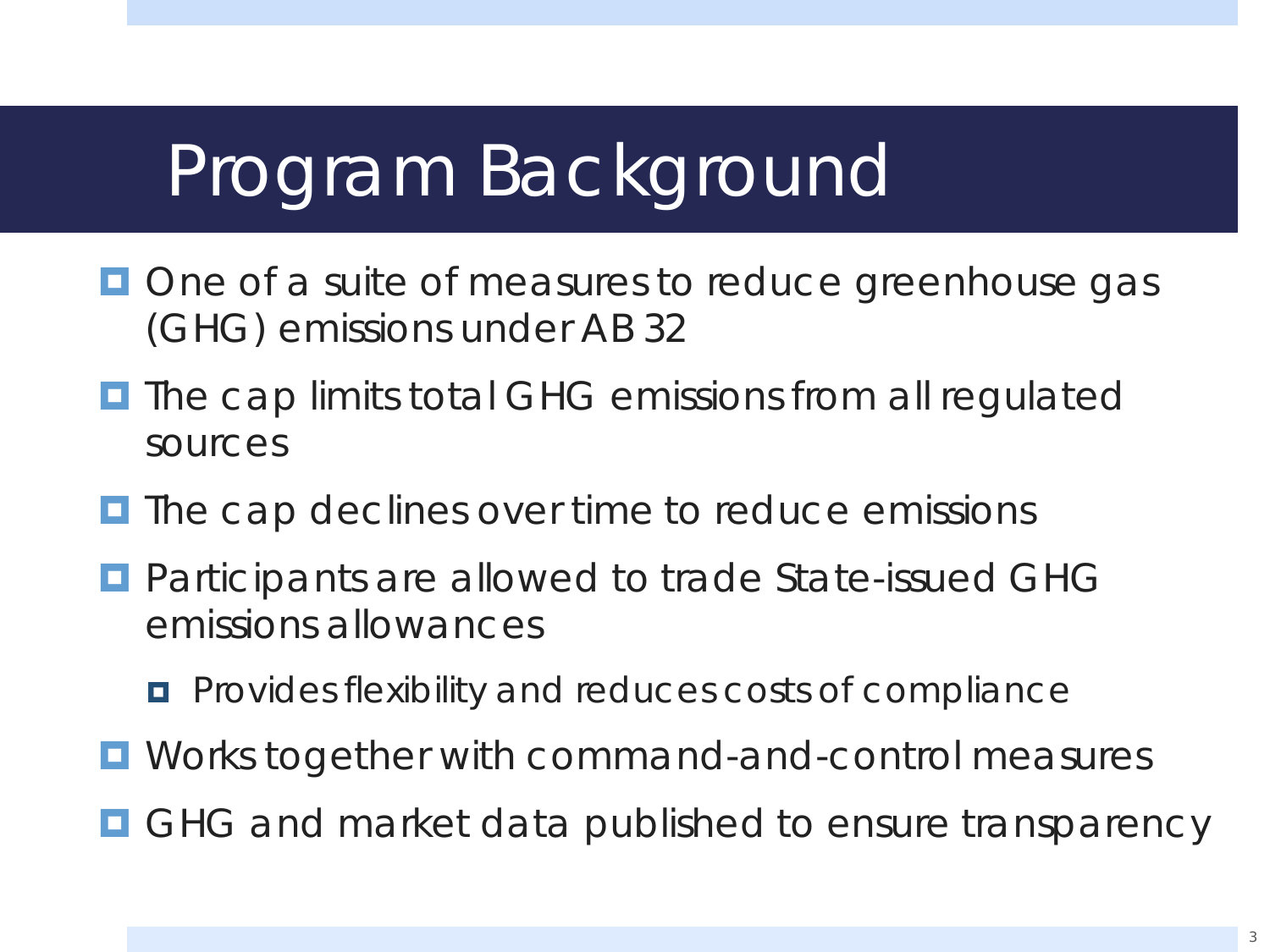# Program Background

- One of a suite of measures to reduce greenhouse gas (GHG) emissions under AB 32
- The cap limits total GHG emissions from all regulated sources
- The cap declines over time to reduce emissions
- Participants are allowed to trade State-issued GHG emissions allowances
  - Provides flexibility and reduces costs of compliance
- Works together with command-and-control measures
- GHG and market data published to ensure transparency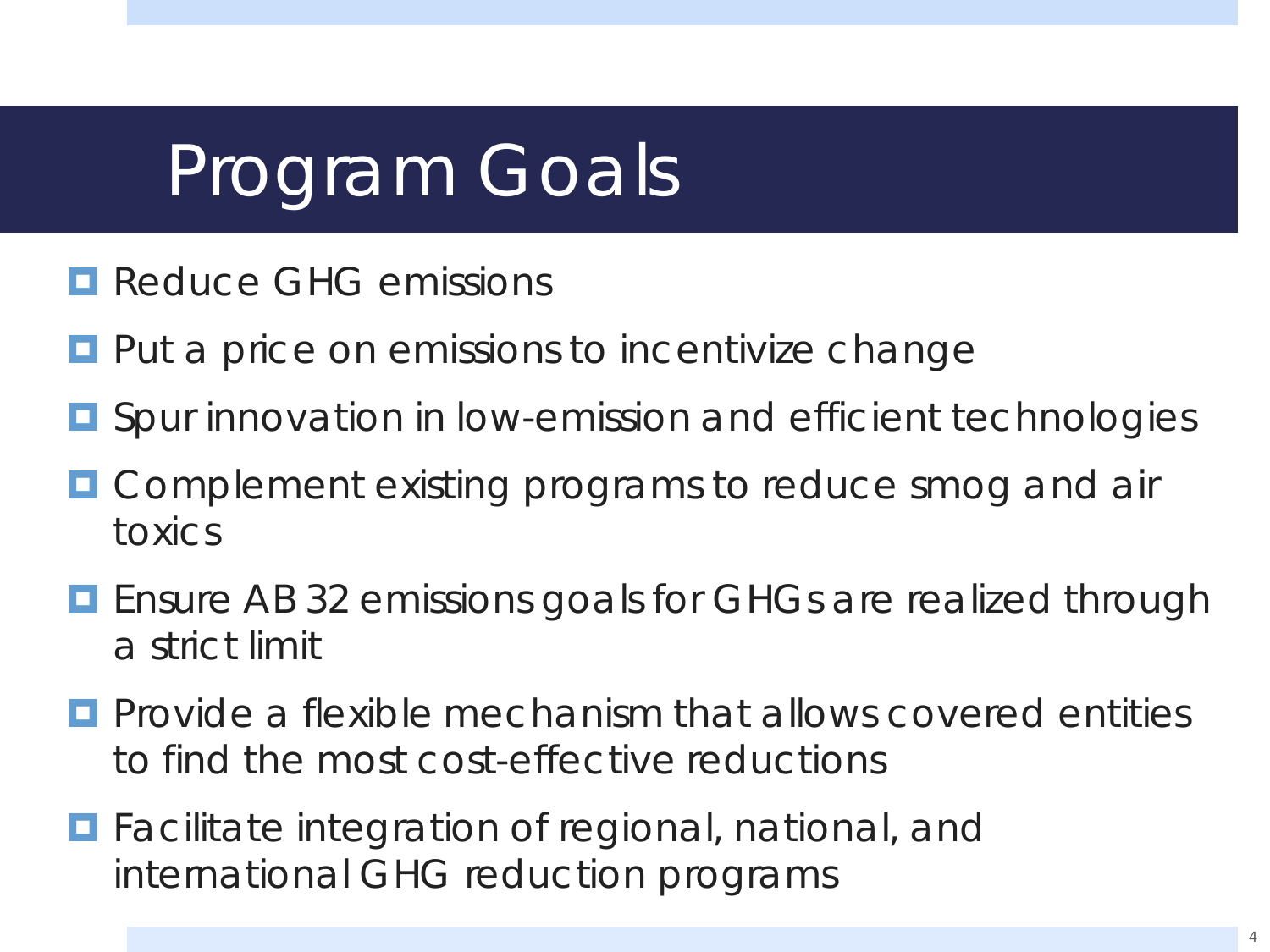# Program Goals

- Reduce GHG emissions
- Put a price on emissions to incentivize change
- Spur innovation in low-emission and efficient technologies
- Complement existing programs to reduce smog and air toxics
- Ensure AB 32 emissions goals for GHGs are realized through a strict limit
- Provide a flexible mechanism that allows covered entities to find the most cost-effective reductions
- Facilitate integration of regional, national, and international GHG reduction programs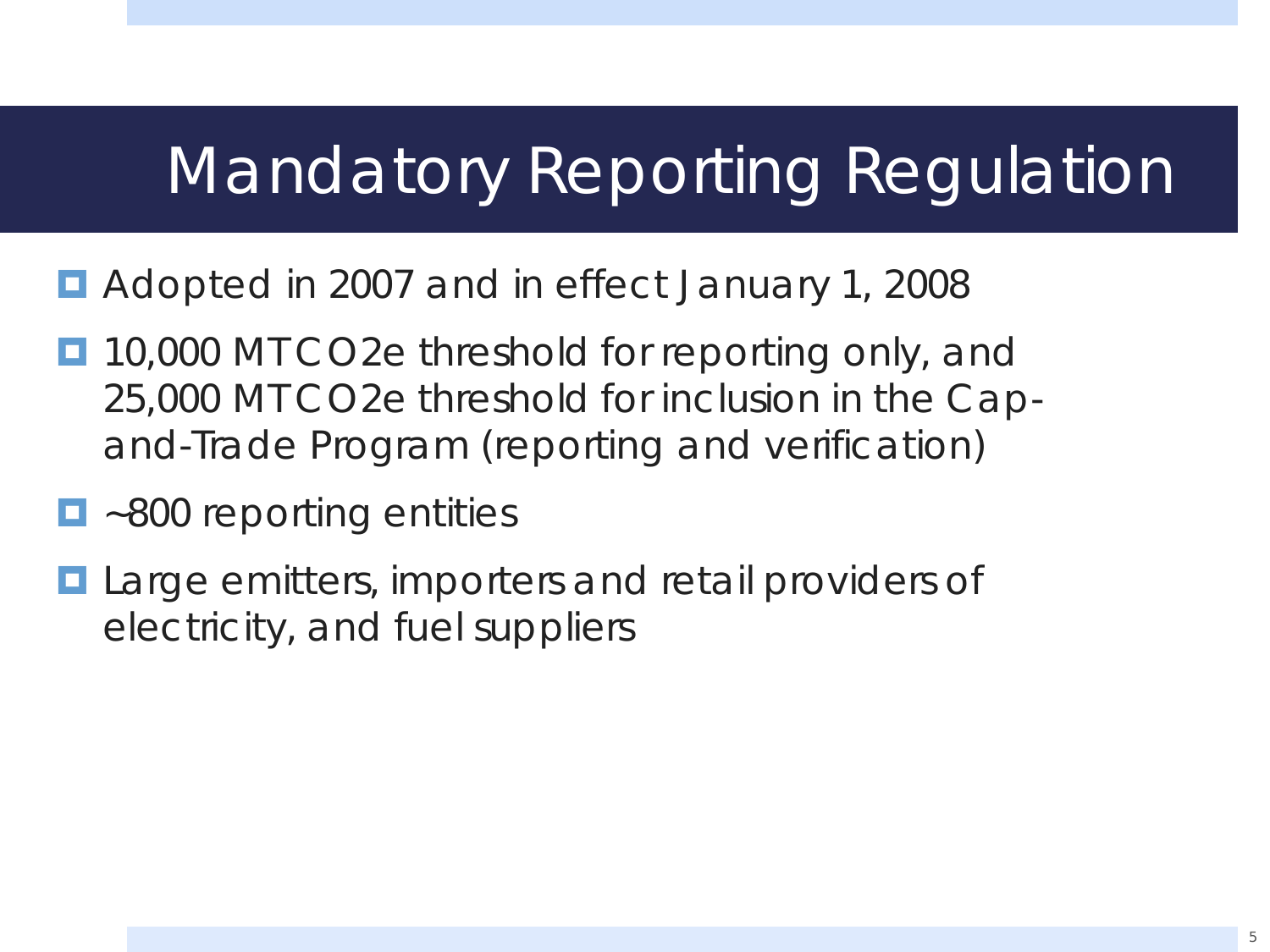# Mandatory Reporting Regulation

- Adopted in 2007 and in effect January 1, 2008
- 10,000 MTCO2e threshold for reporting only, and 25,000 MTCO2e threshold for inclusion in the Cap-and-Trade Program (reporting and verification)
- ~800 reporting entities
- Large emitters, importers and retail providers of electricity, and fuel suppliers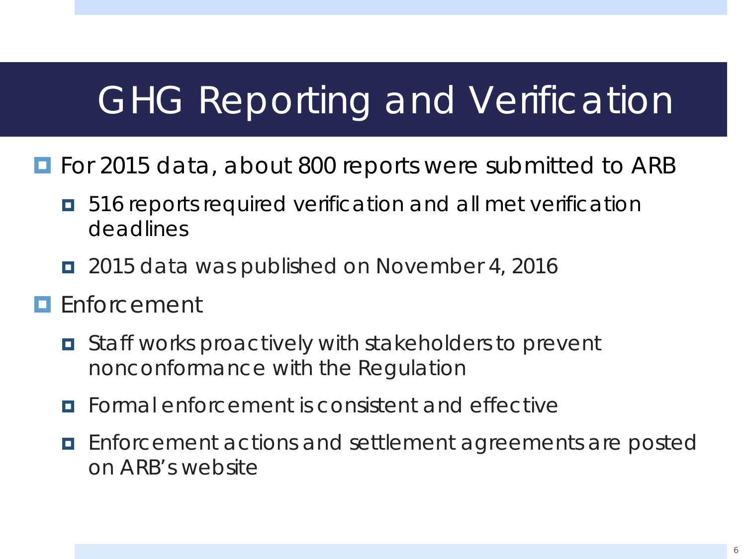# GHG Reporting and Verification

- For 2015 data, about 800 reports were submitted to ARB
  - 516 reports required verification and all met verification deadlines
  - 2015 data was published on November 4, 2016
- Enforcement
  - Staff works proactively with stakeholders to prevent nonconformance with the Regulation
  - Formal enforcement is consistent and effective
  - Enforcement actions and settlement agreements are posted on ARB's website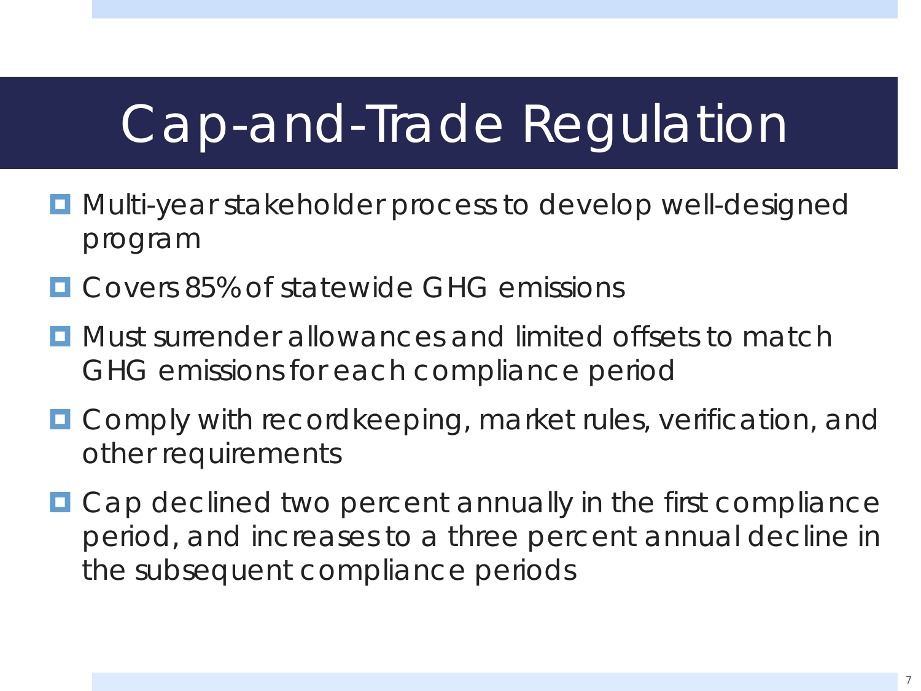# Cap-and-Trade Regulation

- Multi-year stakeholder process to develop well-designed program
- Covers 85% of statewide GHG emissions
- Must surrender allowances and limited offsets to match GHG emissions for each compliance period
- Comply with recordkeeping, market rules, verification, and other requirements
- Cap declined two percent annually in the first compliance period, and increases to a three percent annual decline in the subsequent compliance periods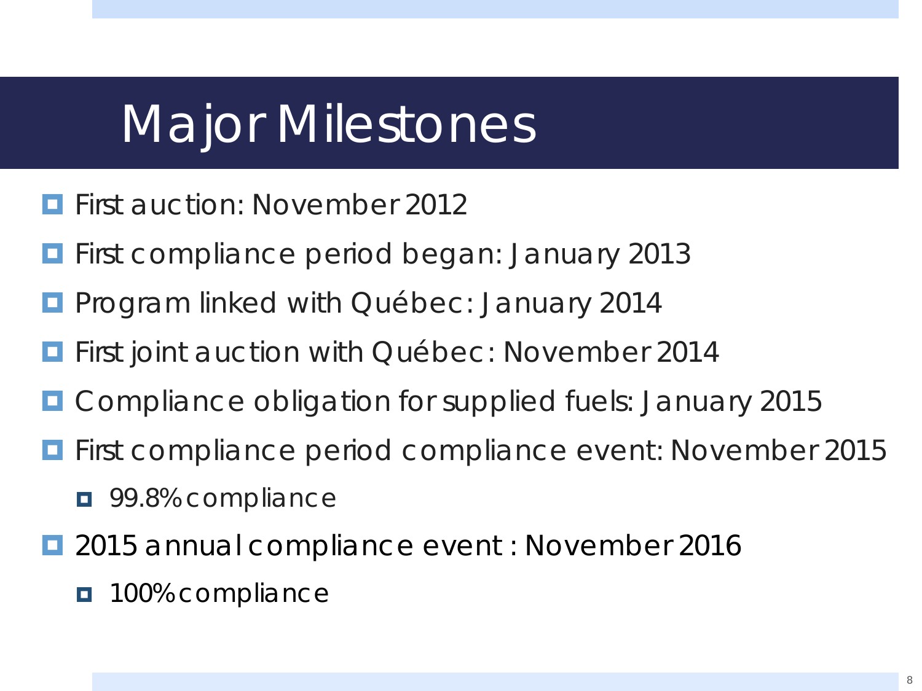# Major Milestones

- First auction: November 2012
- First compliance period began: January 2013
- Program linked with Québec: January 2014
- First joint auction with Québec: November 2014
- Compliance obligation for supplied fuels: January 2015
- First compliance period compliance event: November 2015
  - 99.8% compliance
- 2015 annual compliance event : November 2016
  - 100% compliance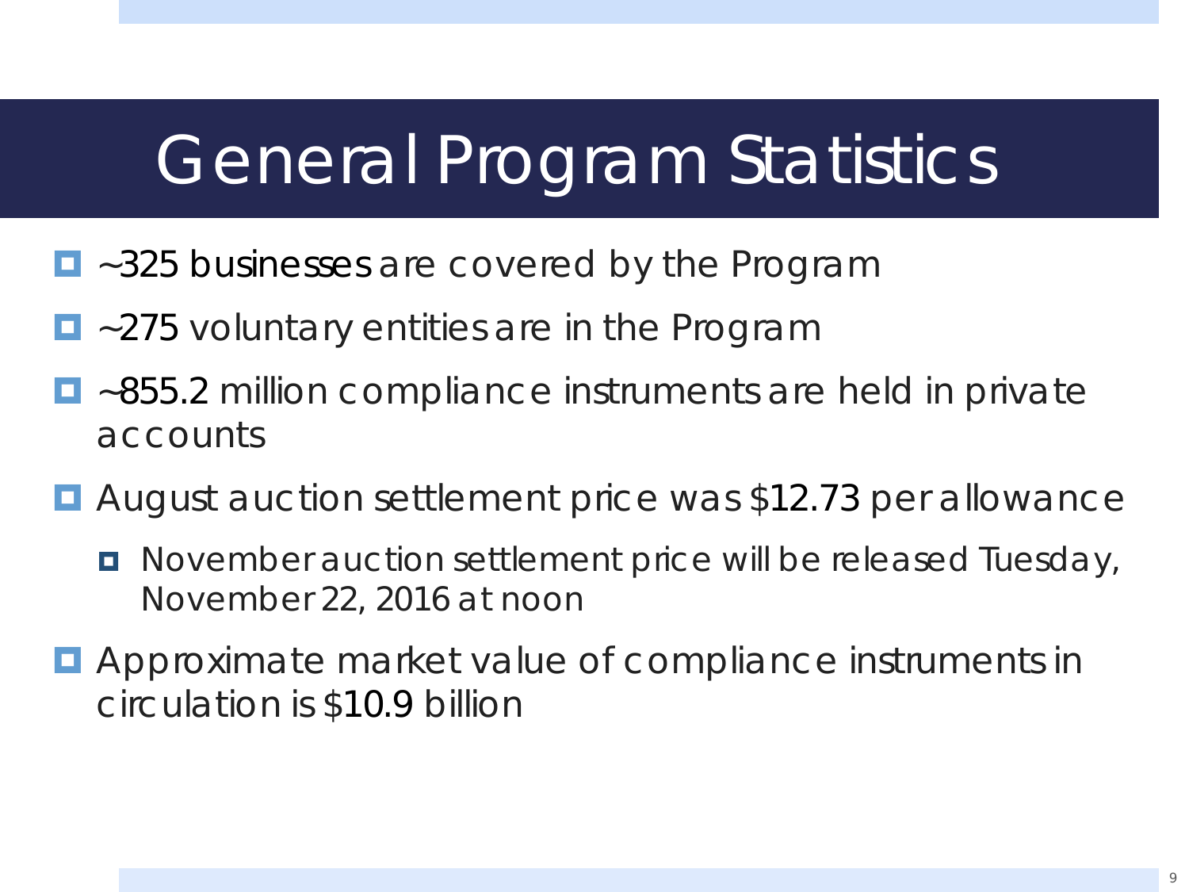# General Program Statistics

- ~325 businesses are covered by the Program
- ~275 voluntary entities are in the Program
- ~855.2 million compliance instruments are held in private accounts
- August auction settlement price was $12.73 per allowance
  - November auction settlement price will be released Tuesday, November 22, 2016 at noon
- Approximate market value of compliance instruments in circulation is $10.9 billion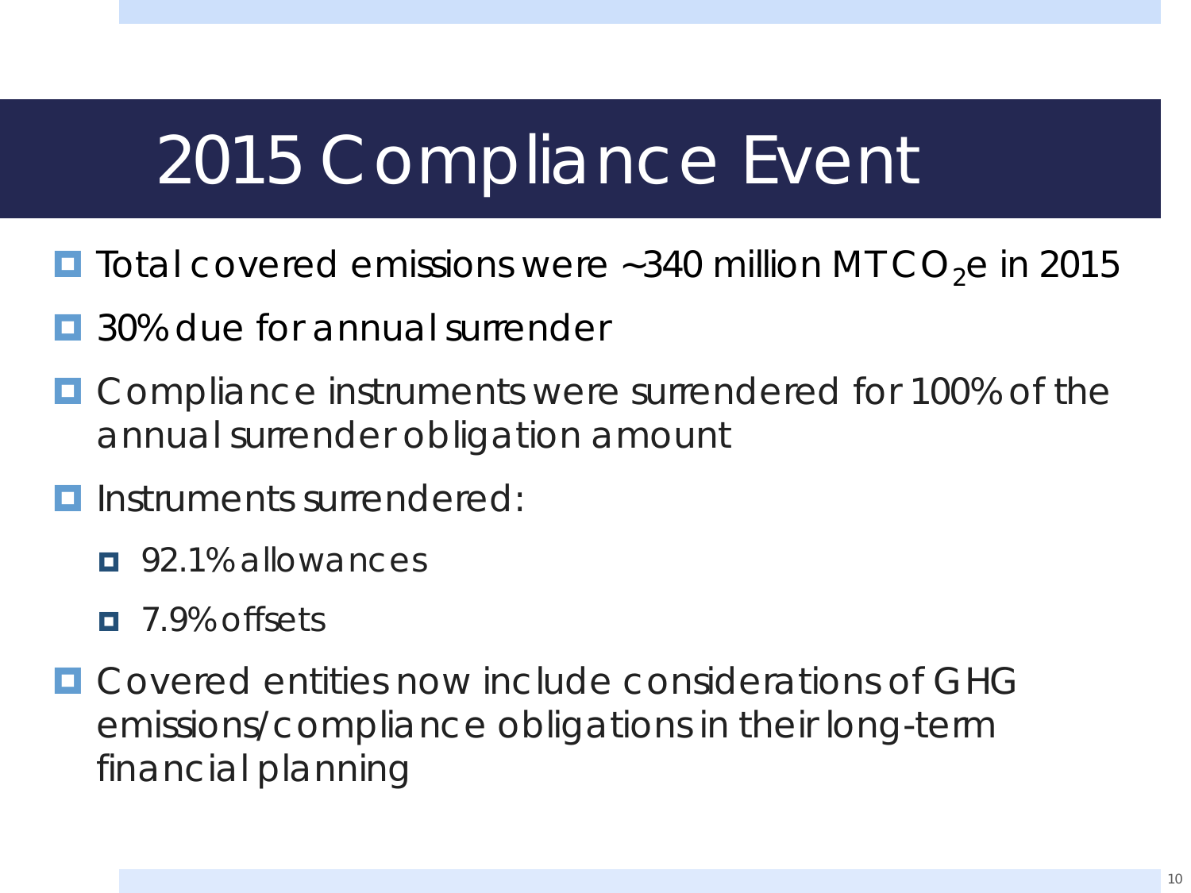# 2015 Compliance Event

- Total covered emissions were ~340 million MT $CO_2$e in 2015
- 30% due for annual surrender
- Compliance instruments were surrendered for 100% of the annual surrender obligation amount
- Instruments surrendered:
  - 92.1% allowances
  - 7.9% offsets
- Covered entities now include considerations of GHG emissions/compliance obligations in their long-term financial planning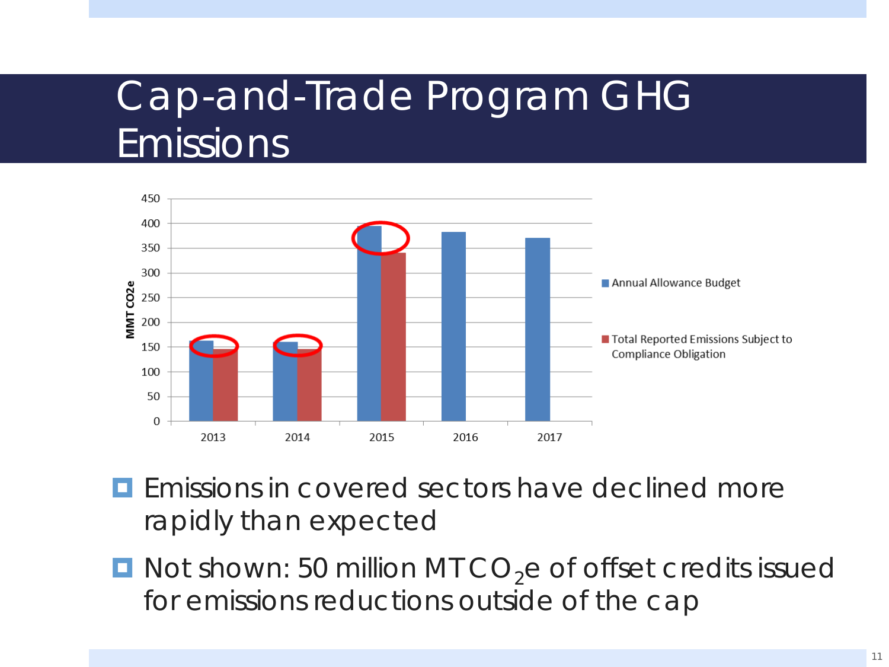# Cap-and-Trade Program GHG Emissions

- Emissions in covered sectors have declined more rapidly than expected
- Not shown: 50 million $MTCO_2e$ of offset credits issued for emissions reductions outside of the cap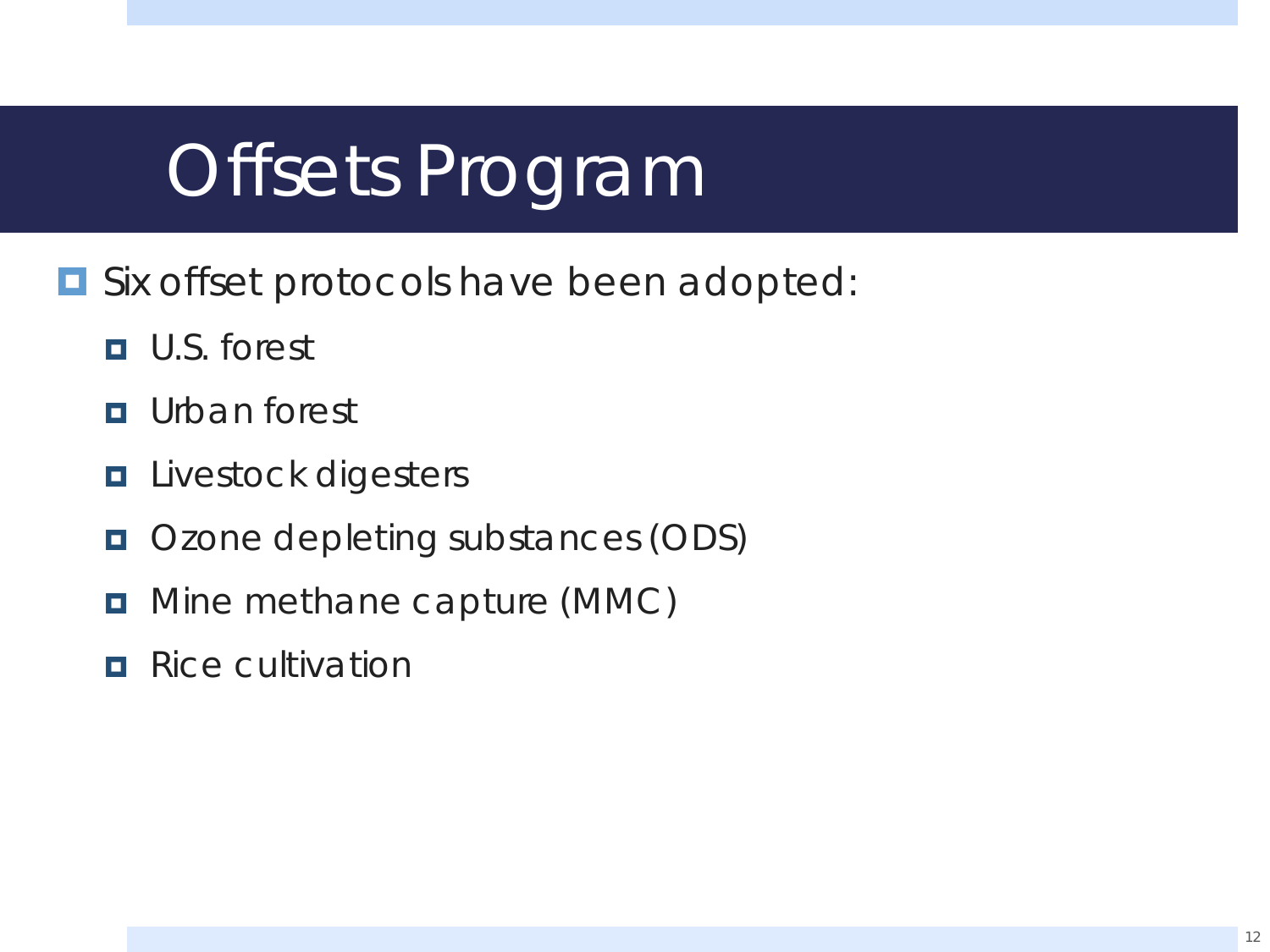# Offsets Program

- Six offset protocols have been adopted:
  - U.S. forest
  - Urban forest
  - Livestock digesters
  - Ozone depleting substances (ODS)
  - Mine methane capture (MMC)
  - Rice cultivation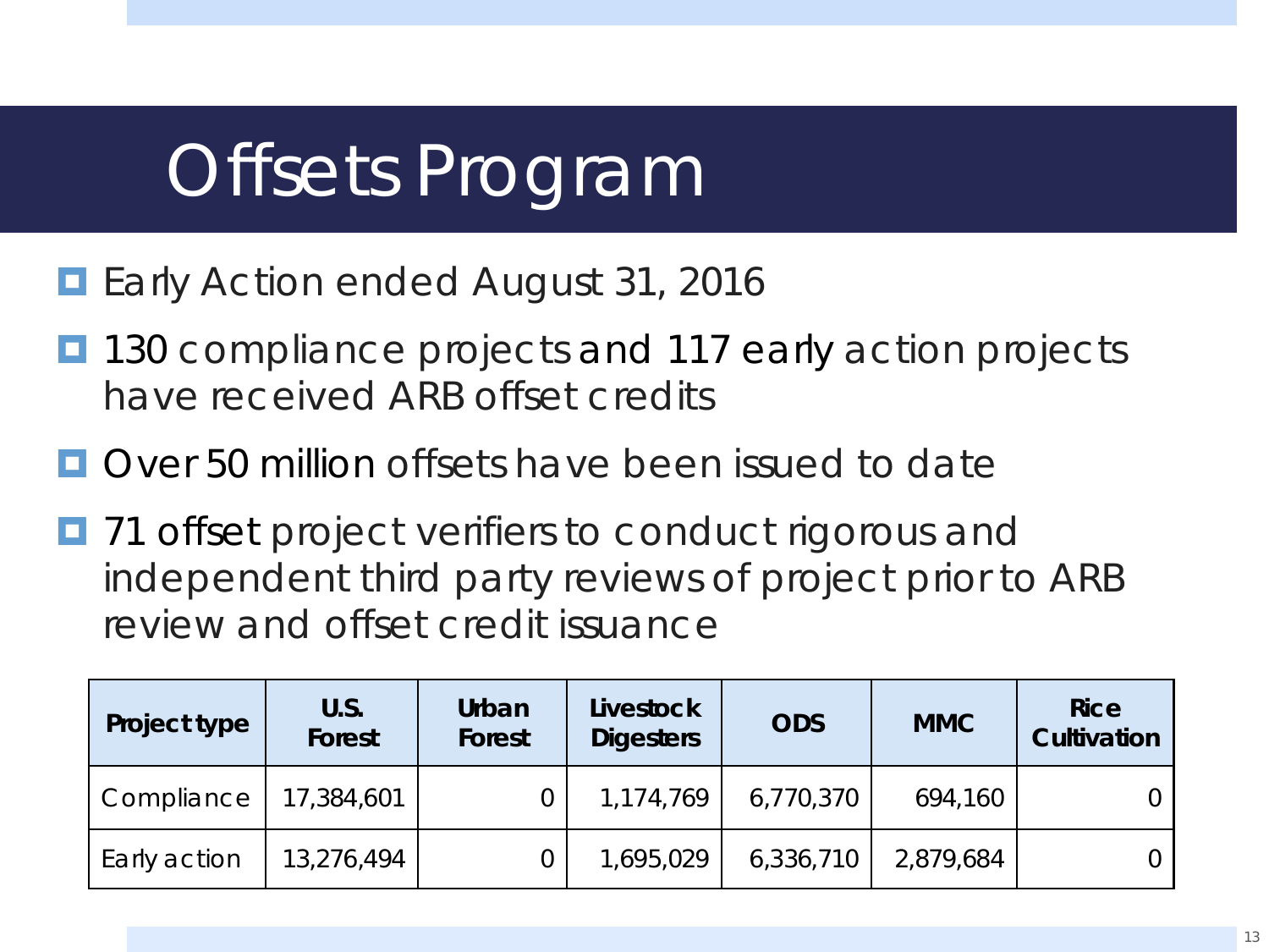# Offsets Program

- Early Action ended August 31, 2016
- 130 compliance projects and 117 early action projects have received ARB offset credits
- Over 50 million offsets have been issued to date
- 71 offset project verifiers to conduct rigorous and independent third party reviews of project prior to ARB review and offset credit issuance

| Project type | U.S. Forest | Urban Forest | Livestock Digesters | ODS | MMC | Rice Cultivation |
|---|---|---|---|---|---|---|
| Compliance | 17,384,601 | 0 | 1,174,769 | 6,770,370 | 694,160 | 0 |
| Early action | 13,276,494 | 0 | 1,695,029 | 6,336,710 | 2,879,684 | 0 |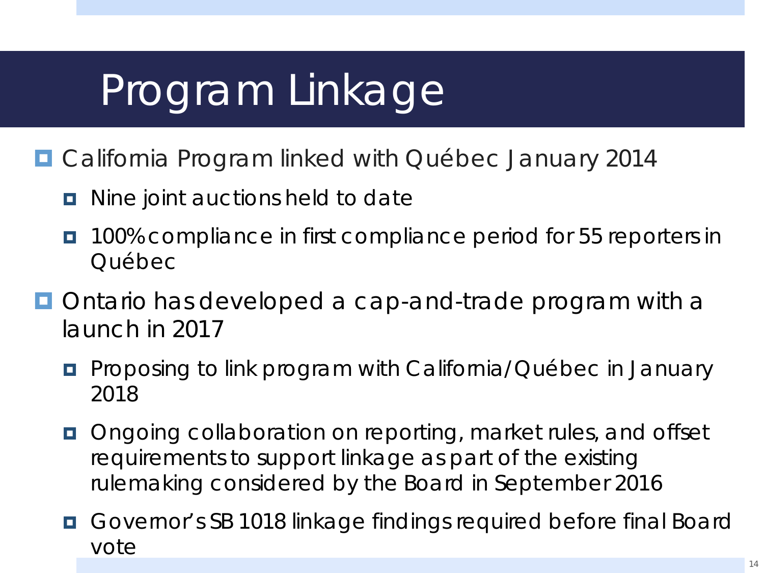# Program Linkage

- California Program linked with Québec January 2014
  - Nine joint auctions held to date
  - 100% compliance in first compliance period for 55 reporters in Québec
- Ontario has developed a cap-and-trade program with a launch in 2017
  - Proposing to link program with California/Québec in January 2018
  - Ongoing collaboration on reporting, market rules, and offset requirements to support linkage as part of the existing rulemaking considered by the Board in September 2016
  - Governor's SB 1018 linkage findings required before final Board vote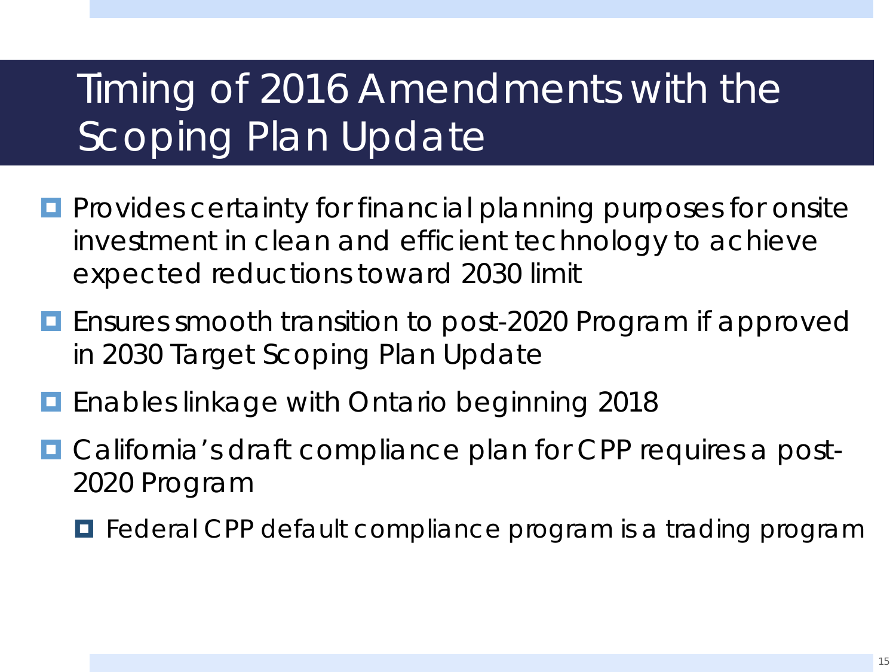# Timing of 2016 Amendments with the Scoping Plan Update

- Provides certainty for financial planning purposes for onsite investment in clean and efficient technology to achieve expected reductions toward 2030 limit
- Ensures smooth transition to post-2020 Program if approved in 2030 Target Scoping Plan Update
- Enables linkage with Ontario beginning 2018
- California's draft compliance plan for CPP requires a post-2020 Program
  - Federal CPP default compliance program is a trading program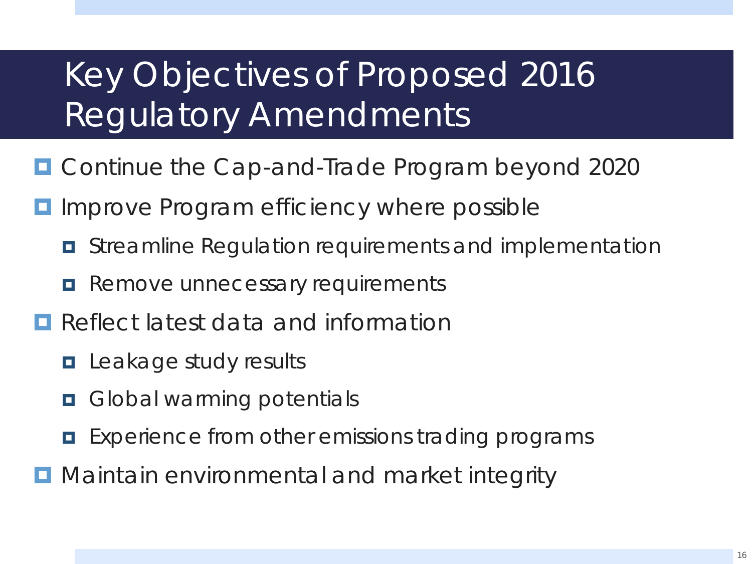# Key Objectives of Proposed 2016 Regulatory Amendments

- Continue the Cap-and-Trade Program beyond 2020
- Improve Program efficiency where possible
  - Streamline Regulation requirements and implementation
  - Remove unnecessary requirements
- Reflect latest data and information
  - Leakage study results
  - Global warming potentials
  - Experience from other emissions trading programs
- Maintain environmental and market integrity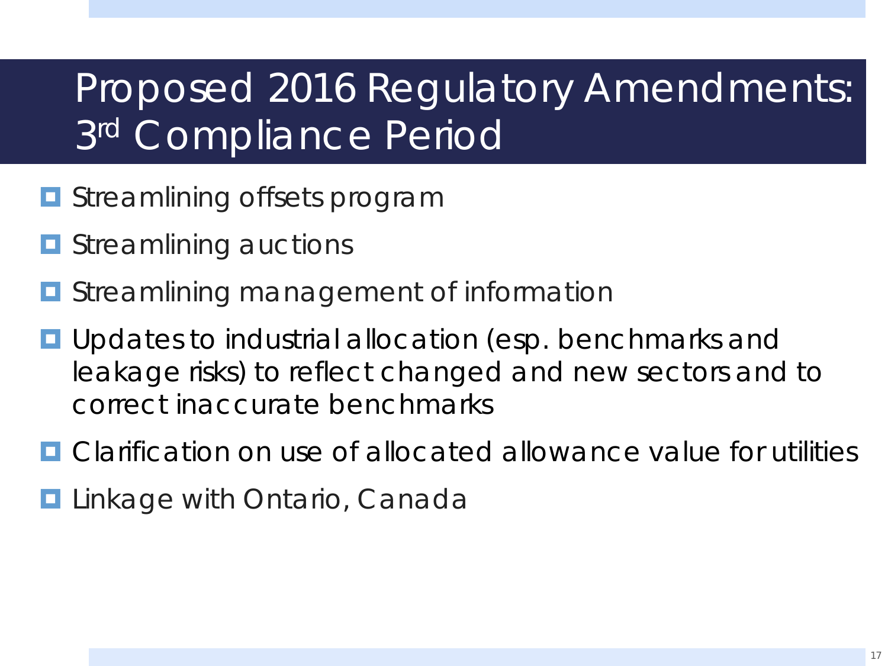# Proposed 2016 Regulatory Amendments: 3rd Compliance Period

- Streamlining offsets program
- Streamlining auctions
- Streamlining management of information
- Updates to industrial allocation (esp. benchmarks and leakage risks) to reflect changed and new sectors and to correct inaccurate benchmarks
- Clarification on use of allocated allowance value for utilities
- Linkage with Ontario, Canada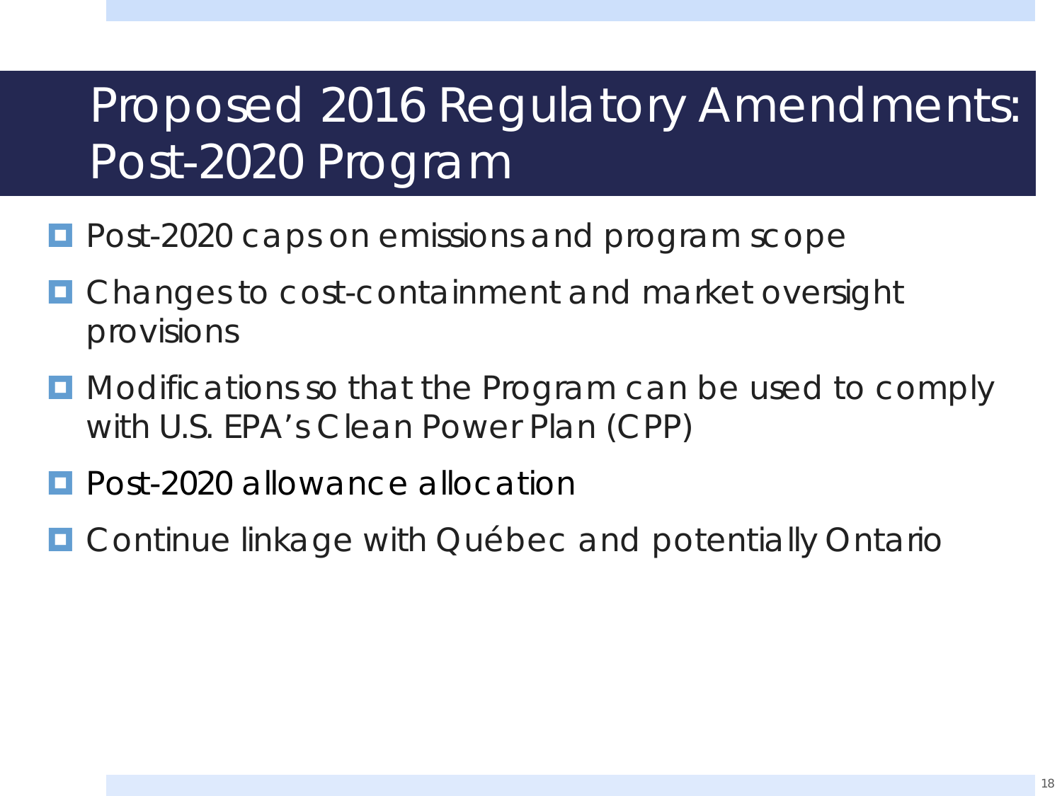# Proposed 2016 Regulatory Amendments: Post-2020 Program

- Post-2020 caps on emissions and program scope
- Changes to cost-containment and market oversight provisions
- Modifications so that the Program can be used to comply with U.S. EPA's Clean Power Plan (CPP)
- Post-2020 allowance allocation
- Continue linkage with Québec and potentially Ontario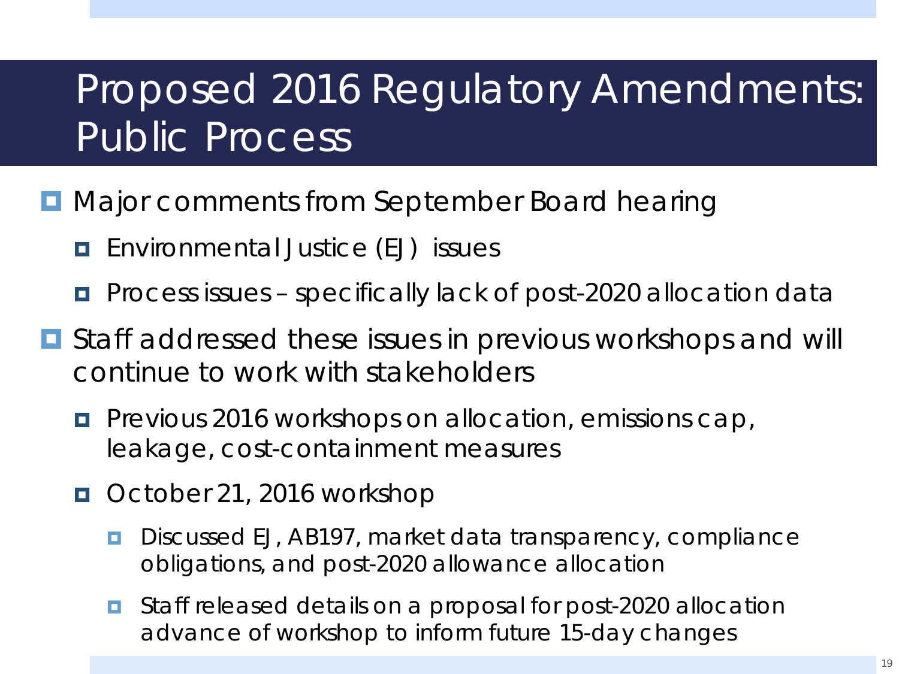# Proposed 2016 Regulatory Amendments: Public Process

- Major comments from September Board hearing
  - Environmental Justice (EJ) issues
  - Process issues – specifically lack of post-2020 allocation data
- Staff addressed these issues in previous workshops and will continue to work with stakeholders
  - Previous 2016 workshops on allocation, emissions cap, leakage, cost-containment measures
  - October 21, 2016 workshop
    - Discussed EJ, AB197, market data transparency, compliance obligations, and post-2020 allowance allocation
    - Staff released details on a proposal for post-2020 allocation advance of workshop to inform future 15-day changes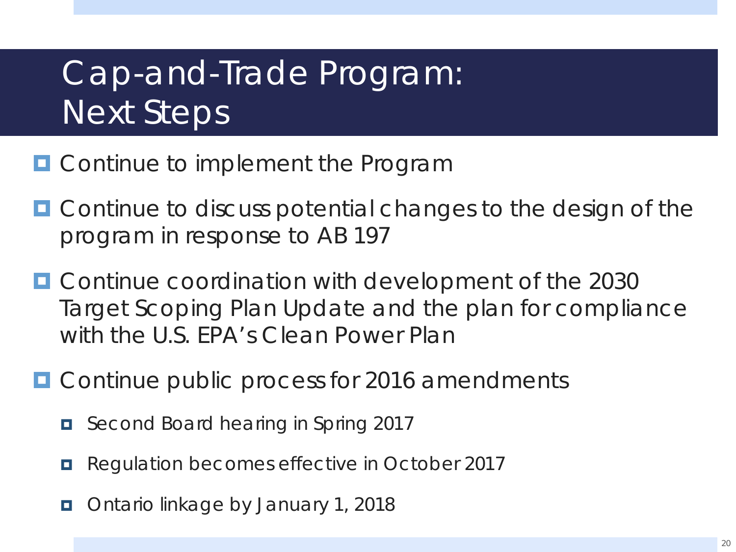# Cap-and-Trade Program: Next Steps

- Continue to implement the Program
- Continue to discuss potential changes to the design of the program in response to AB 197
- Continue coordination with development of the 2030 Target Scoping Plan Update and the plan for compliance with the U.S. EPA's Clean Power Plan
- Continue public process for 2016 amendments
  - Second Board hearing in Spring 2017
  - Regulation becomes effective in October 2017
  - Ontario linkage by January 1, 2018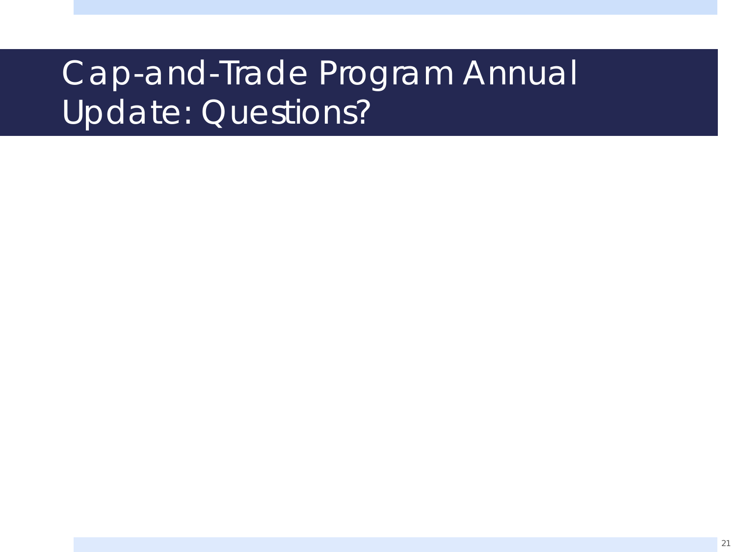# Cap-and-Trade Program Annual Update: Questions?